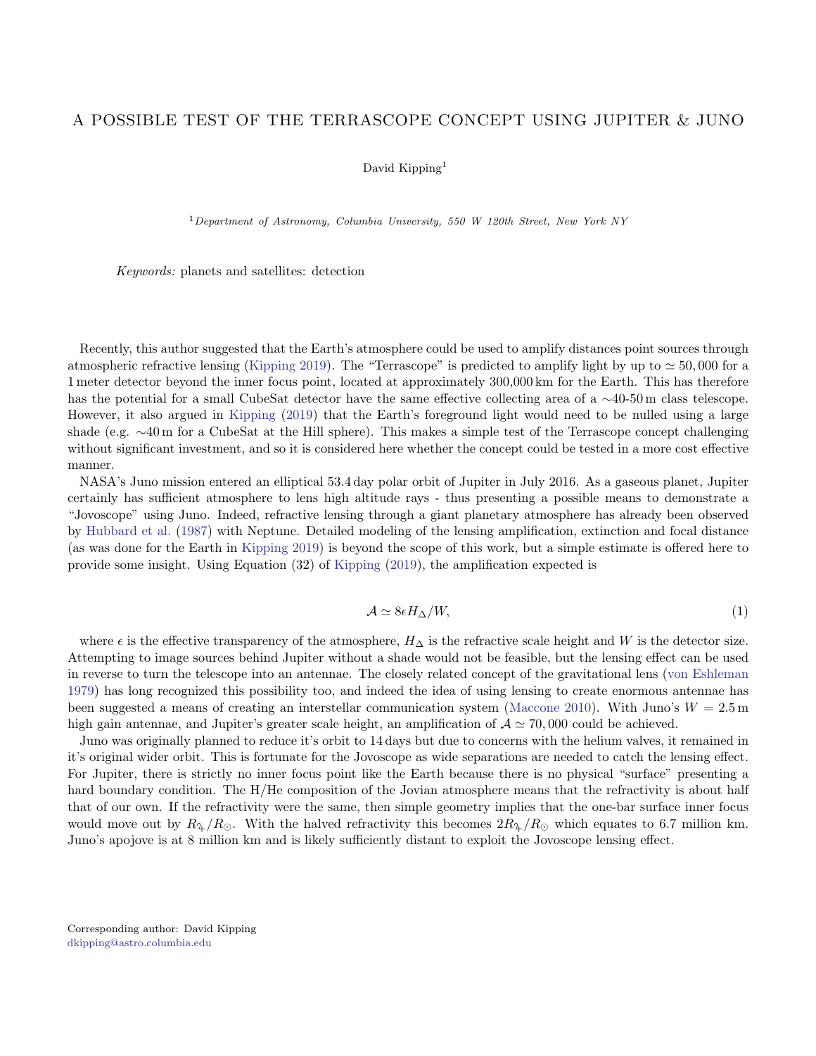# A POSSIBLE TEST OF THE TERRASCOPE CONCEPT USING JUPITER & JUNO

David Kipping[1]

[1] *Department of Astronomy, Columbia University, 550 W 120th Street, New York NY*

*Keywords:* planets and satellites: detection

Recently, this author suggested that the Earth's atmosphere could be used to amplify distances point sources through atmospheric refractive lensing (Kipping 2019). The "Terrascope" is predicted to amplify light by up to $\simeq 50,000$ for a 1 meter detector beyond the inner focus point, located at approximately 300,000 km for the Earth. This has therefore has the potential for a small CubeSat detector have the same effective collecting area of a $\sim$40-50 m class telescope. However, it also argued in Kipping (2019) that the Earth's foreground light would need to be nulled using a large shade (e.g. $\sim$40 m for a CubeSat at the Hill sphere). This makes a simple test of the Terrascope concept challenging without significant investment, and so it is considered here whether the concept could be tested in a more cost effective manner.

NASA's Juno mission entered an elliptical 53.4 day polar orbit of Jupiter in July 2016. As a gaseous planet, Jupiter certainly has sufficient atmosphere to lens high altitude rays - thus presenting a possible means to demonstrate a "Jovoscope" using Juno. Indeed, refractive lensing through a giant planetary atmosphere has already been observed by Hubbard et al. (1987) with Neptune. Detailed modeling of the lensing amplification, extinction and focal distance (as was done for the Earth in Kipping 2019) is beyond the scope of this work, but a simple estimate is offered here to provide some insight. Using Equation (32) of Kipping (2019), the amplification expected is

$$\mathcal{A} \simeq 8\epsilon H_{\Delta}/W, \tag{1}$$

where $\epsilon$ is the effective transparency of the atmosphere, $H_{\Delta}$ is the refractive scale height and $W$ is the detector size. Attempting to image sources behind Jupiter without a shade would not be feasible, but the lensing effect can be used in reverse to turn the telescope into an antennae. The closely related concept of the gravitational lens (von Eshleman 1979) has long recognized this possibility too, and indeed the idea of using lensing to create enormous antennae has been suggested a means of creating an interstellar communication system (Maccone 2010). With Juno's $W = 2.5$ m high gain antennae, and Jupiter's greater scale height, an amplification of $\mathcal{A} \simeq 70,000$ could be achieved.

Juno was originally planned to reduce it's orbit to 14 days but due to concerns with the helium valves, it remained in it's original wider orbit. This is fortunate for the Jovoscope as wide separations are needed to catch the lensing effect. For Jupiter, there is strictly no inner focus point like the Earth because there is no physical "surface" presenting a hard boundary condition. The H/He composition of the Jovian atmosphere means that the refractivity is about half that of our own. If the refractivity were the same, then simple geometry implies that the one-bar surface inner focus would move out by $R_{\jupiter}/R_{\odot}$. With the halved refractivity this becomes $2R_{\jupiter}/R_{\odot}$ which equates to 6.7 million km. Juno's apojove is at 8 million km and is likely sufficiently distant to exploit the Jovoscope lensing effect.

Corresponding author: David Kipping
dkipping@astro.columbia.edu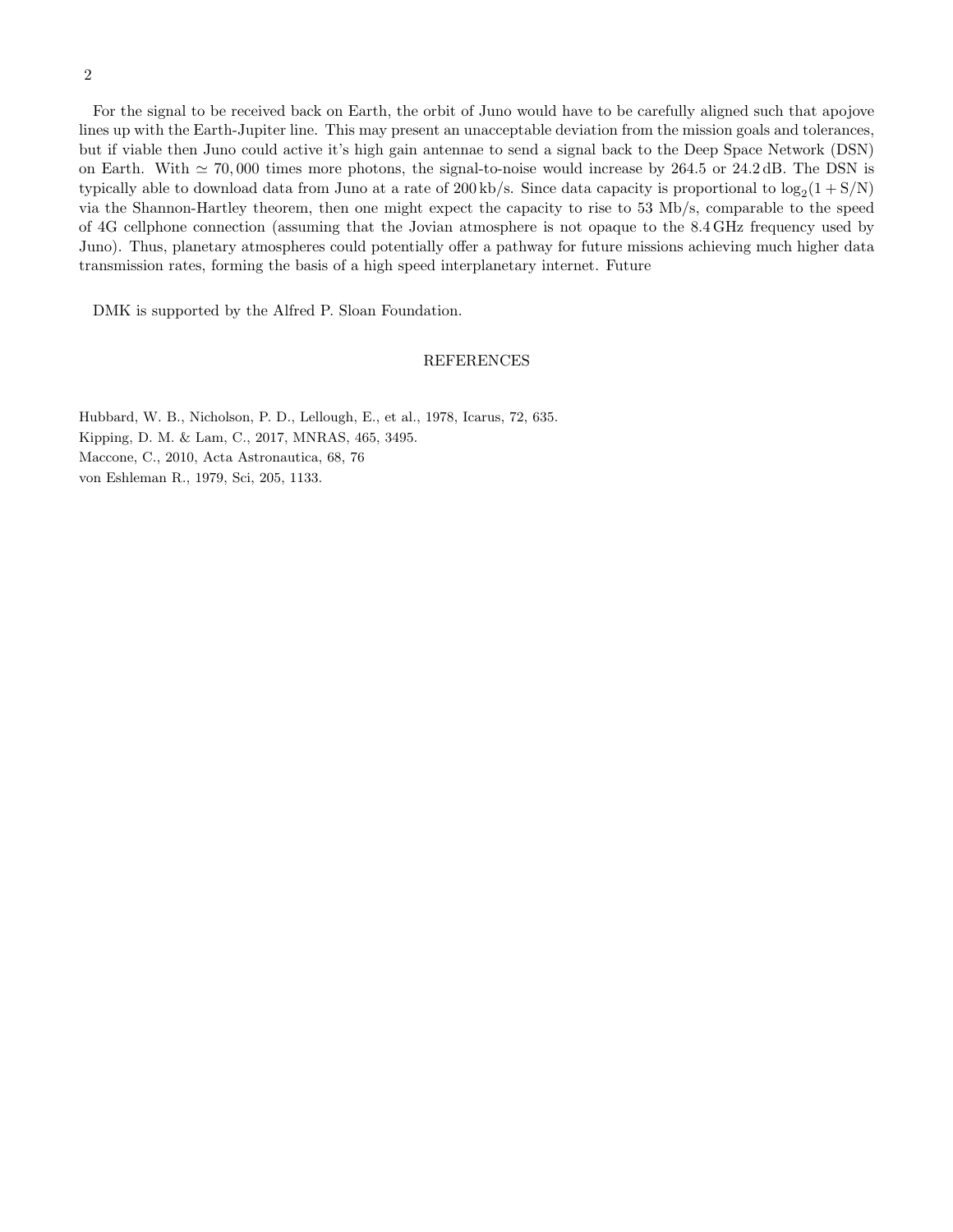For the signal to be received back on Earth, the orbit of Juno would have to be carefully aligned such that apojove lines up with the Earth-Jupiter line. This may present an unacceptable deviation from the mission goals and tolerances, but if viable then Juno could active it's high gain antennae to send a signal back to the Deep Space Network (DSN) on Earth. With $\simeq 70,000$ times more photons, the signal-to-noise would increase by 264.5 or 24.2 dB. The DSN is typically able to download data from Juno at a rate of 200 kb/s. Since data capacity is proportional to $\log_2(1 + \mathrm{S/N})$ via the Shannon-Hartley theorem, then one might expect the capacity to rise to 53 Mb/s, comparable to the speed of 4G cellphone connection (assuming that the Jovian atmosphere is not opaque to the 8.4 GHz frequency used by Juno). Thus, planetary atmospheres could potentially offer a pathway for future missions achieving much higher data transmission rates, forming the basis of a high speed interplanetary internet. Future

DMK is supported by the Alfred P. Sloan Foundation.

## REFERENCES

Hubbard, W. B., Nicholson, P. D., Lellough, E., et al., 1978, Icarus, 72, 635.

Kipping, D. M. & Lam, C., 2017, MNRAS, 465, 3495.

Maccone, C., 2010, Acta Astronautica, 68, 76

von Eshleman R., 1979, Sci, 205, 1133.